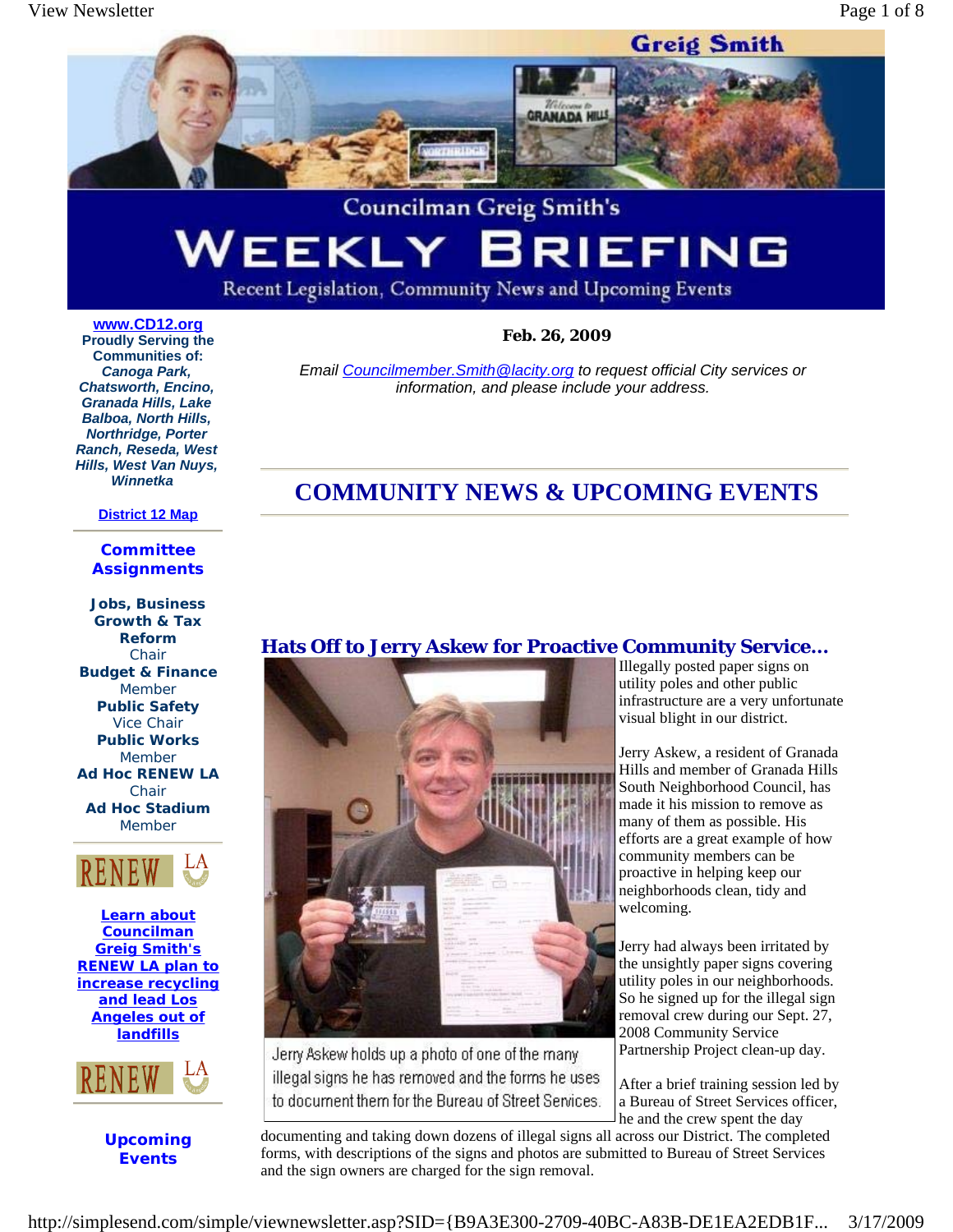Greig Smith

Councilman Greig Smith's

# WEEKLY BRIEFING

Recent Legislation, Community News and Upcoming Events

[www.CD12.org](http://www.CD12.org)

**Proudly Serving the Communities of:**

***Canoga Park, Chatsworth, Encino, Granada Hills, Lake Balboa, North Hills, Northridge, Porter Ranch, Reseda, West Hills, West Van Nuys, Winnetka***

**District 12 Map**

## Committee Assignments

**Jobs, Business Growth & Tax Reform**
Chair

**Budget & Finance**
Member

**Public Safety**
Vice Chair

**Public Works**
Member

**Ad Hoc RENEW LA**
Chair

**Ad Hoc Stadium**
Member

RENEW LA

**Learn about Councilman Greig Smith's RENEW LA plan to increase recycling and lead Los Angeles out of landfills**

RENEW LA

**Upcoming Events**

**Feb. 26, 2009**

*Email Councilmember.Smith@lacity.org to request official City services or information, and please include your address.*

# COMMUNITY NEWS & UPCOMING EVENTS

## Hats Off to Jerry Askew for Proactive Community Service...

Jerry Askew holds up a photo of one of the many illegal signs he has removed and the forms he uses to document them for the Bureau of Street Services.

Illegally posted paper signs on utility poles and other public infrastructure are a very unfortunate visual blight in our district.

Jerry Askew, a resident of Granada Hills and member of Granada Hills South Neighborhood Council, has made it his mission to remove as many of them as possible. His efforts are a great example of how community members can be proactive in helping keep our neighborhoods clean, tidy and welcoming.

Jerry had always been irritated by the unsightly paper signs covering utility poles in our neighborhoods. So he signed up for the illegal sign removal crew during our Sept. 27, 2008 Community Service Partnership Project clean-up day.

After a brief training session led by a Bureau of Street Services officer, he and the crew spent the day documenting and taking down dozens of illegal signs all across our District. The completed forms, with descriptions of the signs and photos are submitted to Bureau of Street Services and the sign owners are charged for the sign removal.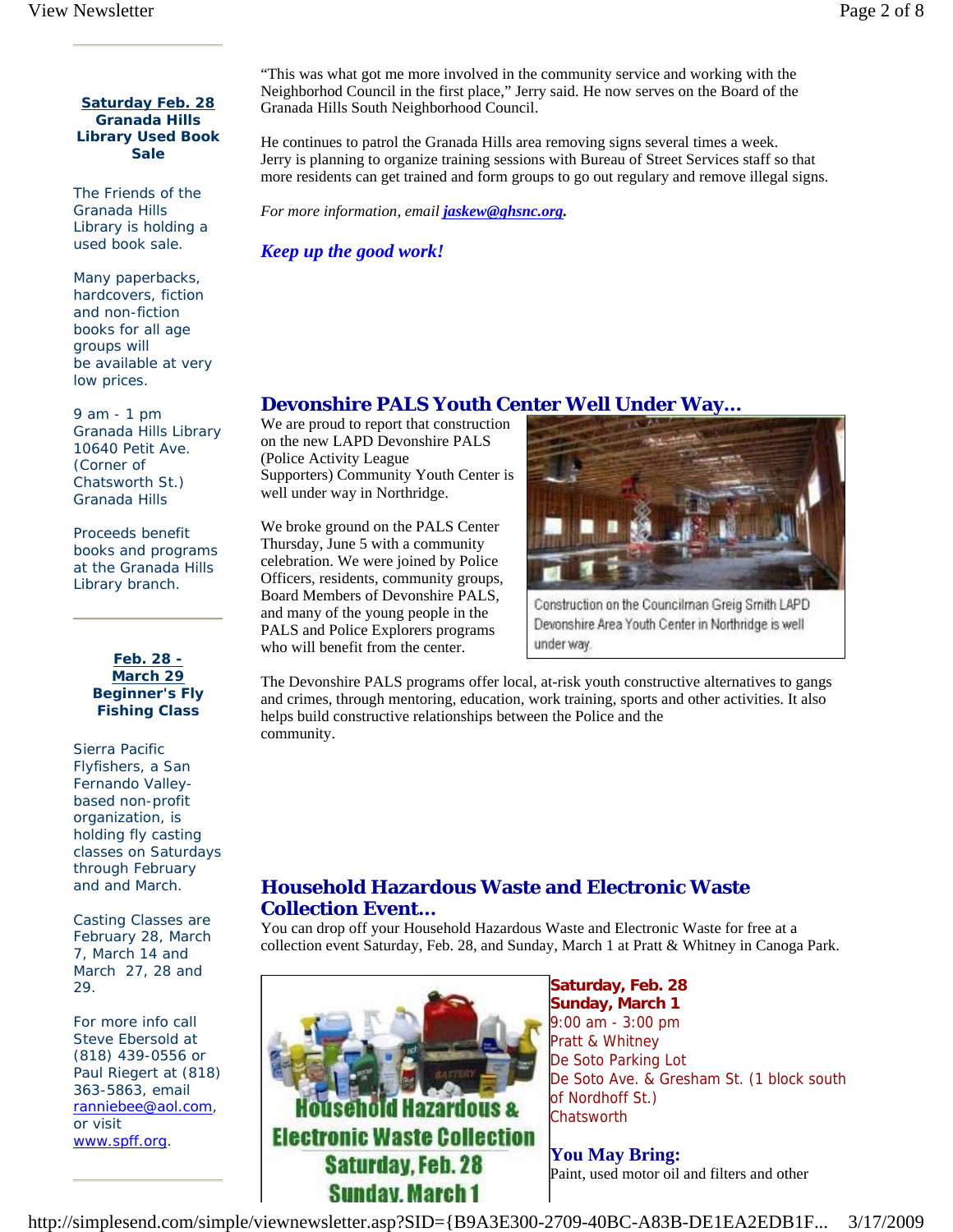"This was what got me more involved in the community service and working with the Neighborhod Council in the first place," Jerry said. He now serves on the Board of the Granada Hills South Neighborhood Council.

He continues to patrol the Granada Hills area removing signs several times a week. Jerry is planning to organize training sessions with Bureau of Street Services staff so that more residents can get trained and form groups to go out regulary and remove illegal signs.

*For more information, email* ***jaskew@ghsnc.org.***

***Keep up the good work!***

## Devonshire PALS Youth Center Well Under Way...

We are proud to report that construction on the new LAPD Devonshire PALS (Police Activity League Supporters) Community Youth Center is well under way in Northridge.

We broke ground on the PALS Center Thursday, June 5 with a community celebration. We were joined by Police Officers, residents, community groups, Board Members of Devonshire PALS, and many of the young people in the PALS and Police Explorers programs who will benefit from the center.

Construction on the Councilman Greig Smith LAPD Devonshire Area Youth Center in Northridge is well under way

The Devonshire PALS programs offer local, at-risk youth constructive alternatives to gangs and crimes, through mentoring, education, work training, sports and other activities. It also helps build constructive relationships between the Police and the community.

## Household Hazardous Waste and Electronic Waste Collection Event...

You can drop off your Household Hazardous Waste and Electronic Waste for free at a collection event Saturday, Feb. 28, and Sunday, March 1 at Pratt & Whitney in Canoga Park.

Household Hazardous & Electronic Waste Collection Saturday, Feb. 28 Sunday, March 1

**Saturday, Feb. 28**
**Sunday, March 1**
9:00 am - 3:00 pm
Pratt & Whitney
De Soto Parking Lot
De Soto Ave. & Gresham St. (1 block south of Nordhoff St.)
Chatsworth

**You May Bring:**
Paint, used motor oil and filters and other

---

**Saturday Feb. 28**
**Granada Hills Library Used Book Sale**

The Friends of the Granada Hills Library is holding a used book sale.

Many paperbacks, hardcovers, fiction and non-fiction books for all age groups will be available at very low prices.

9 am - 1 pm
Granada Hills Library
10640 Petit Ave.
(Corner of Chatsworth St.)
Granada Hills

Proceeds benefit books and programs at the Granada Hills Library branch.

---

**Feb. 28 - March 29**
**Beginner's Fly Fishing Class**

Sierra Pacific Flyfishers, a San Fernando Valley-based non-profit organization, is holding fly casting classes on Saturdays through February and and March.

Casting Classes are February 28, March 7, March 14 and March 27, 28 and 29.

For more info call Steve Ebersold at (818) 439-0556 or Paul Riegert at (818) 363-5863, email ranniebee@aol.com, or visit www.spff.org.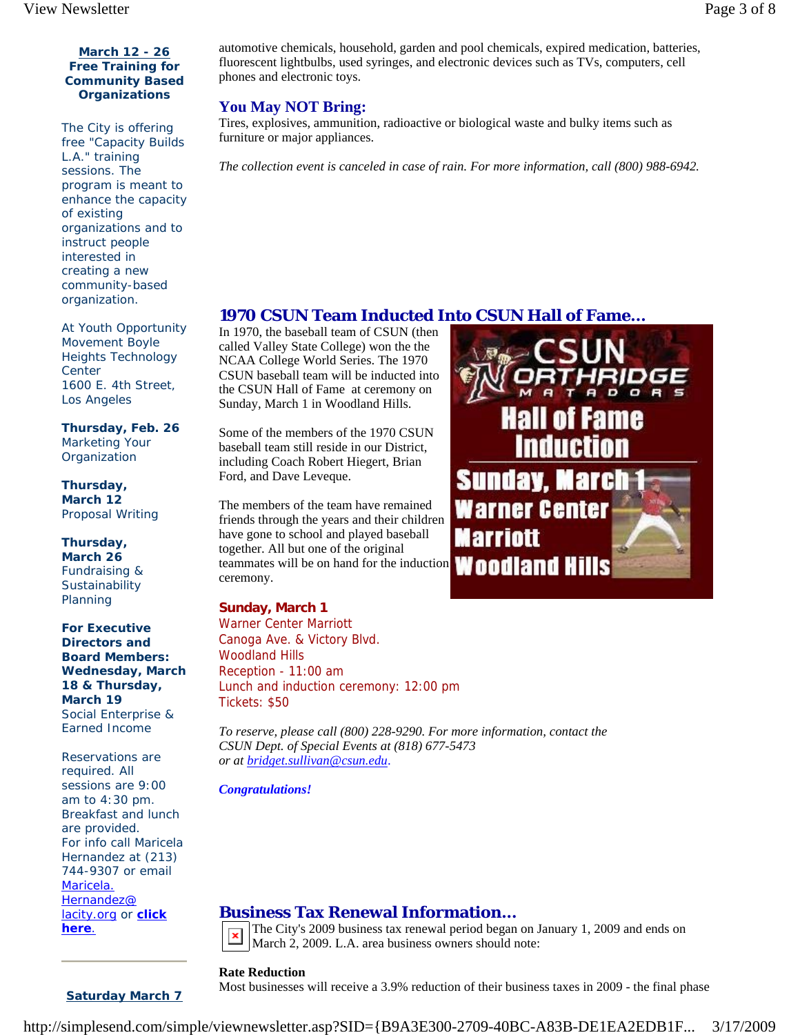**March 12 - 26**
**Free Training for Community Based Organizations**

The City is offering free "Capacity Builds L.A." training sessions. The program is meant to enhance the capacity of existing organizations and to instruct people interested in creating a new community-based organization.

At Youth Opportunity Movement Boyle Heights Technology Center
1600 E. 4th Street, Los Angeles

**Thursday, Feb. 26**
Marketing Your Organization

**Thursday, March 12**
Proposal Writing

**Thursday, March 26**
Fundraising & Sustainability Planning

**For Executive Directors and Board Members: Wednesday, March 18 & Thursday, March 19**
Social Enterprise & Earned Income

Reservations are required. All sessions are 9:00 am to 4:30 pm. Breakfast and lunch are provided.
For info call Maricela Hernandez at (213) 744-9307 or email Maricela.Hernandez@lacity.org or **click here**.

---

**Saturday March 7**

automotive chemicals, household, garden and pool chemicals, expired medication, batteries, fluorescent lightbulbs, used syringes, and electronic devices such as TVs, computers, cell phones and electronic toys.

## You May NOT Bring:

Tires, explosives, ammunition, radioactive or biological waste and bulky items such as furniture or major appliances.

*The collection event is canceled in case of rain. For more information, call (800) 988-6942.*

## 1970 CSUN Team Inducted Into CSUN Hall of Fame...

In 1970, the baseball team of CSUN (then called Valley State College) won the the NCAA College World Series. The 1970 CSUN baseball team will be inducted into the CSUN Hall of Fame at ceremony on Sunday, March 1 in Woodland Hills.

Some of the members of the 1970 CSUN baseball team still reside in our District, including Coach Robert Hiegert, Brian Ford, and Dave Leveque.

The members of the team have remained friends through the years and their children have gone to school and played baseball together. All but one of the original teammates will be on hand for the induction ceremony.

**Sunday, March 1**
Warner Center Marriott
Canoga Ave. & Victory Blvd.
Woodland Hills
Reception - 11:00 am
Lunch and induction ceremony: 12:00 pm
Tickets: $50

*To reserve, please call (800) 228-9290. For more information, contact the CSUN Dept. of Special Events at (818) 677-5473 or at bridget.sullivan@csun.edu.*

***Congratulations!***

## Business Tax Renewal Information...

The City's 2009 business tax renewal period began on January 1, 2009 and ends on March 2, 2009. L.A. area business owners should note:

**Rate Reduction**
Most businesses will receive a 3.9% reduction of their business taxes in 2009 - the final phase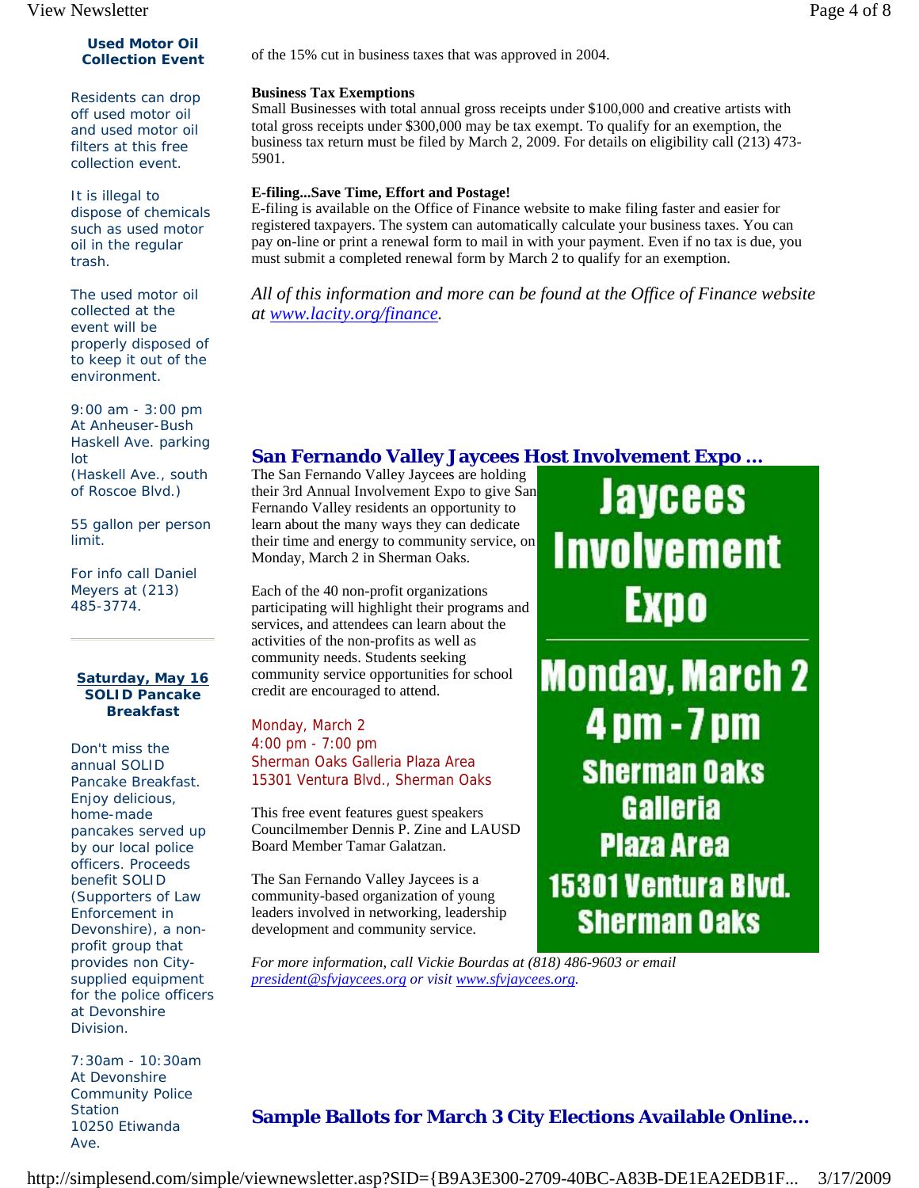### Used Motor Oil Collection Event

Residents can drop off used motor oil and used motor oil filters at this free collection event.

It is illegal to dispose of chemicals such as used motor oil in the regular trash.

The used motor oil collected at the event will be properly disposed of to keep it out of the environment.

9:00 am - 3:00 pm
At Anheuser-Bush Haskell Ave. parking lot
(Haskell Ave., south of Roscoe Blvd.)

55 gallon per person limit.

For info call Daniel Meyers at (213) 485-3774.

---

### Saturday, May 16 SOLID Pancake Breakfast

Don't miss the annual SOLID Pancake Breakfast. Enjoy delicious, home-made pancakes served up by our local police officers. Proceeds benefit SOLID (Supporters of Law Enforcement in Devonshire), a non-profit group that provides non City-supplied equipment for the police officers at Devonshire Division.

7:30am - 10:30am
At Devonshire Community Police Station
10250 Etiwanda Ave.

---

of the 15% cut in business taxes that was approved in 2004.

**Business Tax Exemptions**
Small Businesses with total annual gross receipts under $100,000 and creative artists with total gross receipts under $300,000 may be tax exempt. To qualify for an exemption, the business tax return must be filed by March 2, 2009. For details on eligibility call (213) 473-5901.

**E-filing...Save Time, Effort and Postage!**
E-filing is available on the Office of Finance website to make filing faster and easier for registered taxpayers. The system can automatically calculate your business taxes. You can pay on-line or print a renewal form to mail in with your payment. Even if no tax is due, you must submit a completed renewal form by March 2 to qualify for an exemption.

*All of this information and more can be found at the Office of Finance website at [www.lacity.org/finance](www.lacity.org/finance).*

## San Fernando Valley Jaycees Host Involvement Expo ...

The San Fernando Valley Jaycees are holding their 3rd Annual Involvement Expo to give San Fernando Valley residents an opportunity to learn about the many ways they can dedicate their time and energy to community service, on Monday, March 2 in Sherman Oaks.

Each of the 40 non-profit organizations participating will highlight their programs and services, and attendees can learn about the activities of the non-profits as well as community needs. Students seeking community service opportunities for school credit are encouraged to attend.

Monday, March 2
4:00 pm - 7:00 pm
Sherman Oaks Galleria Plaza Area
15301 Ventura Blvd., Sherman Oaks

This free event features guest speakers Councilmember Dennis P. Zine and LAUSD Board Member Tamar Galatzan.

The San Fernando Valley Jaycees is a community-based organization of young leaders involved in networking, leadership development and community service.

**Jaycees Involvement Expo**

**Monday, March 2**
**4 pm - 7 pm**
**Sherman Oaks Galleria Plaza Area**
**15301 Ventura Blvd. Sherman Oaks**

*For more information, call Vickie Bourdas at (818) 486-9603 or email [president@sfvjaycees.org](president@sfvjaycees.org) or visit [www.sfvjaycees.org](www.sfvjaycees.org).*

## Sample Ballots for March 3 City Elections Available Online...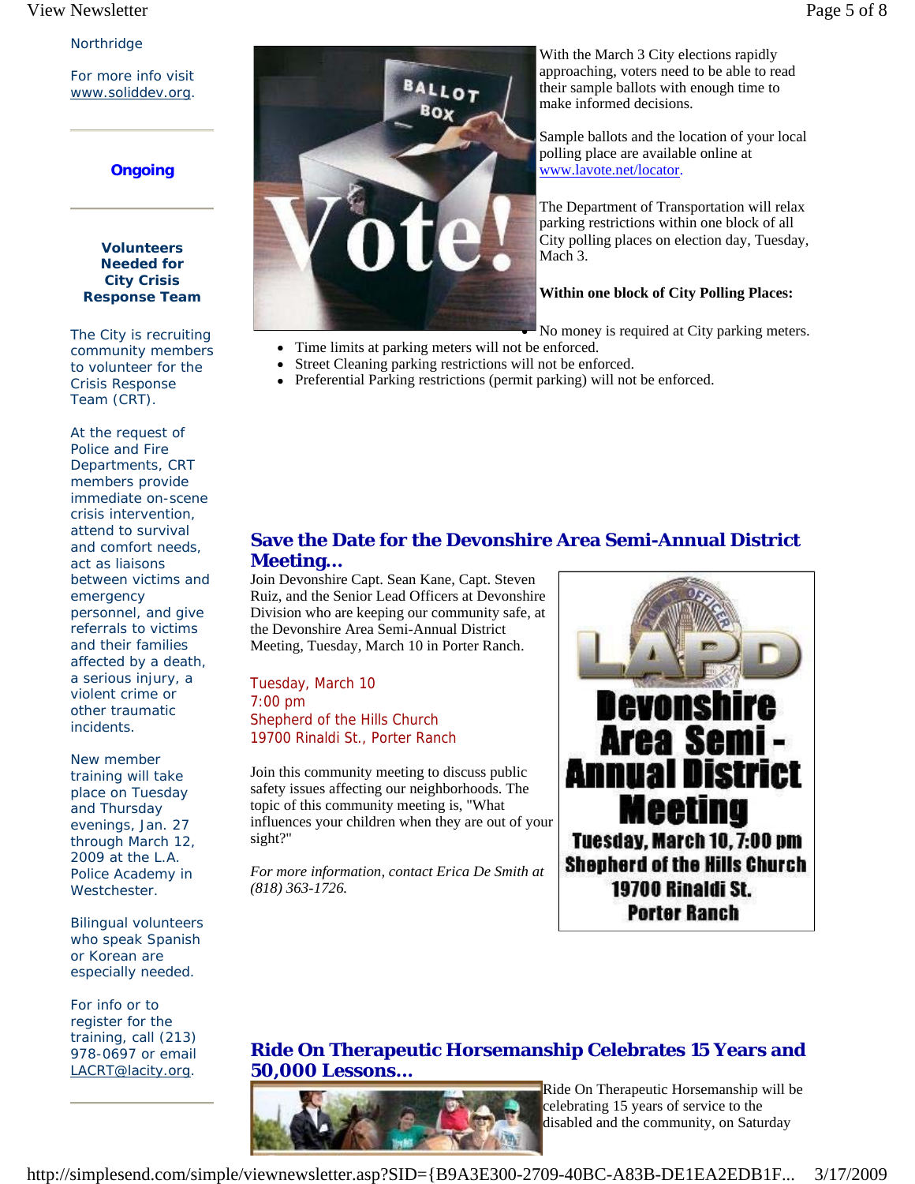Northridge

For more info visit www.soliddev.org.

**Ongoing**

**Volunteers Needed for City Crisis Response Team**

The City is recruiting community members to volunteer for the Crisis Response Team (CRT).

At the request of Police and Fire Departments, CRT members provide immediate on-scene crisis intervention, attend to survival and comfort needs, act as liaisons between victims and emergency personnel, and give referrals to victims and their families affected by a death, a serious injury, a violent crime or other traumatic incidents.

New member training will take place on Tuesday and Thursday evenings, Jan. 27 through March 12, 2009 at the L.A. Police Academy in Westchester.

Bilingual volunteers who speak Spanish or Korean are especially needed.

For info or to register for the training, call (213) 978-0697 or email LACRT@lacity.org.

With the March 3 City elections rapidly approaching, voters need to be able to read their sample ballots with enough time to make informed decisions.

Sample ballots and the location of your local polling place are available online at www.lavote.net/locator.

The Department of Transportation will relax parking restrictions within one block of all City polling places on election day, Tuesday, Mach 3.

**Within one block of City Polling Places:**

- No money is required at City parking meters.
- Time limits at parking meters will not be enforced.
- Street Cleaning parking restrictions will not be enforced.
- Preferential Parking restrictions (permit parking) will not be enforced.

## Save the Date for the Devonshire Area Semi-Annual District Meeting...

Join Devonshire Capt. Sean Kane, Capt. Steven Ruiz, and the Senior Lead Officers at Devonshire Division who are keeping our community safe, at the Devonshire Area Semi-Annual District Meeting, Tuesday, March 10 in Porter Ranch.

Tuesday, March 10
7:00 pm
Shepherd of the Hills Church
19700 Rinaldi St., Porter Ranch

Join this community meeting to discuss public safety issues affecting our neighborhoods. The topic of this community meeting is, "What influences your children when they are out of your sight?"

*For more information, contact Erica De Smith at (818) 363-1726.*

## Ride On Therapeutic Horsemanship Celebrates 15 Years and 50,000 Lessons...

Ride On Therapeutic Horsemanship will be celebrating 15 years of service to the disabled and the community, on Saturday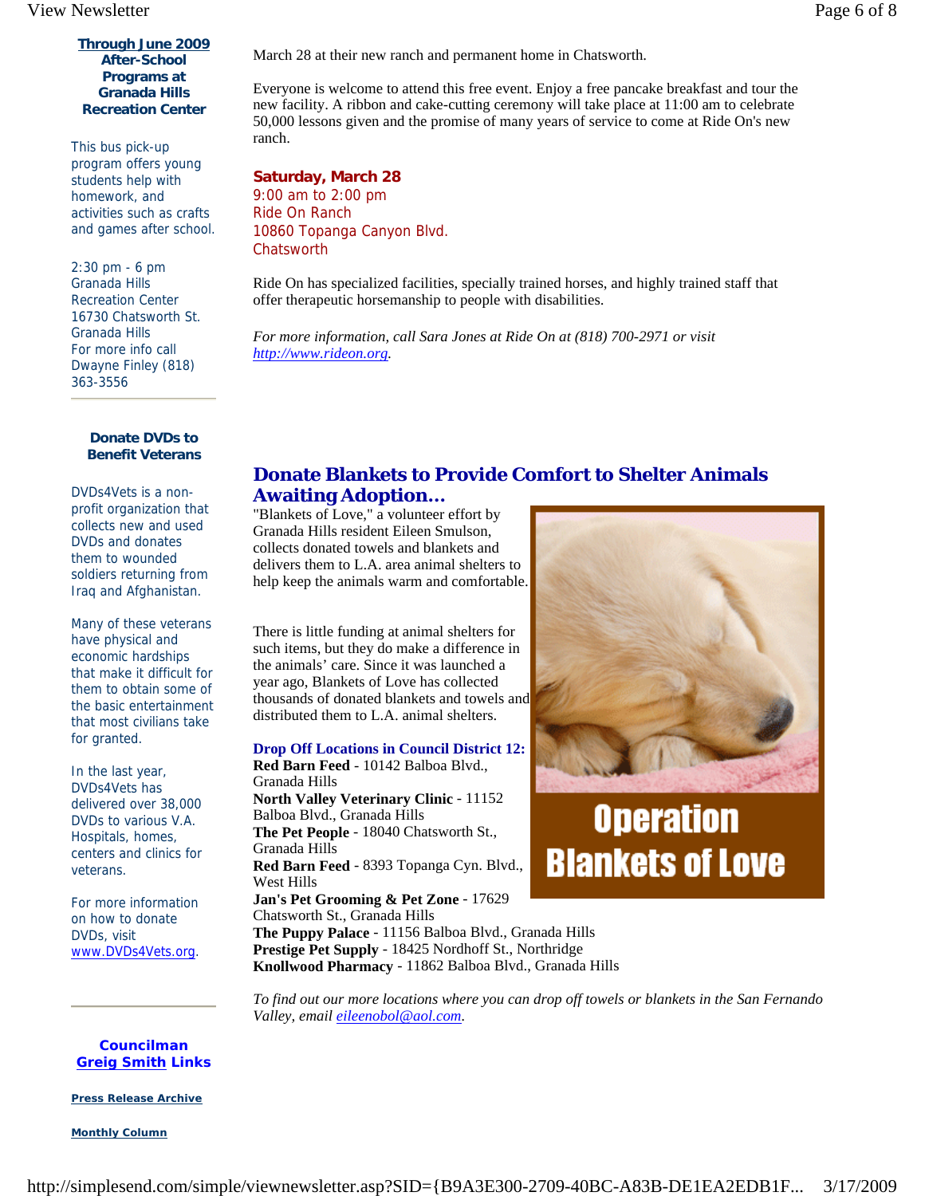### Through June 2009 After-School Programs at Granada Hills Recreation Center

This bus pick-up program offers young students help with homework, and activities such as crafts and games after school.

2:30 pm - 6 pm
Granada Hills Recreation Center
16730 Chatsworth St.
Granada Hills
For more info call Dwayne Finley (818) 363-3556

---

### Donate DVDs to Benefit Veterans

DVDs4Vets is a non-profit organization that collects new and used DVDs and donates them to wounded soldiers returning from Iraq and Afghanistan.

Many of these veterans have physical and economic hardships that make it difficult for them to obtain some of the basic entertainment that most civilians take for granted.

In the last year, DVDs4Vets has delivered over 38,000 DVDs to various V.A. Hospitals, homes, centers and clinics for veterans.

For more information on how to donate DVDs, visit www.DVDs4Vets.org.

---

### Councilman Greig Smith Links

**Press Release Archive**

**Monthly Column**

---

March 28 at their new ranch and permanent home in Chatsworth.

Everyone is welcome to attend this free event. Enjoy a free pancake breakfast and tour the new facility. A ribbon and cake-cutting ceremony will take place at 11:00 am to celebrate 50,000 lessons given and the promise of many years of service to come at Ride On's new ranch.

**Saturday, March 28**
9:00 am to 2:00 pm
Ride On Ranch
10860 Topanga Canyon Blvd.
Chatsworth

Ride On has specialized facilities, specially trained horses, and highly trained staff that offer therapeutic horsemanship to people with disabilities.

*For more information, call Sara Jones at Ride On at (818) 700-2971 or visit http://www.rideon.org.*

## Donate Blankets to Provide Comfort to Shelter Animals Awaiting Adoption...

"Blankets of Love," a volunteer effort by Granada Hills resident Eileen Smulson, collects donated towels and blankets and delivers them to L.A. area animal shelters to help keep the animals warm and comfortable.

There is little funding at animal shelters for such items, but they do make a difference in the animals' care. Since it was launched a year ago, Blankets of Love has collected thousands of donated blankets and towels and distributed them to L.A. animal shelters.

Operation Blankets of Love

**Drop Off Locations in Council District 12:**

**Red Barn Feed** - 10142 Balboa Blvd., Granada Hills
**North Valley Veterinary Clinic** - 11152 Balboa Blvd., Granada Hills
**The Pet People** - 18040 Chatsworth St., Granada Hills
**Red Barn Feed** - 8393 Topanga Cyn. Blvd., West Hills
**Jan's Pet Grooming & Pet Zone** - 17629 Chatsworth St., Granada Hills
**The Puppy Palace** - 11156 Balboa Blvd., Granada Hills
**Prestige Pet Supply** - 18425 Nordhoff St., Northridge
**Knollwood Pharmacy** - 11862 Balboa Blvd., Granada Hills

*To find out our more locations where you can drop off towels or blankets in the San Fernando Valley, email eileenobol@aol.com.*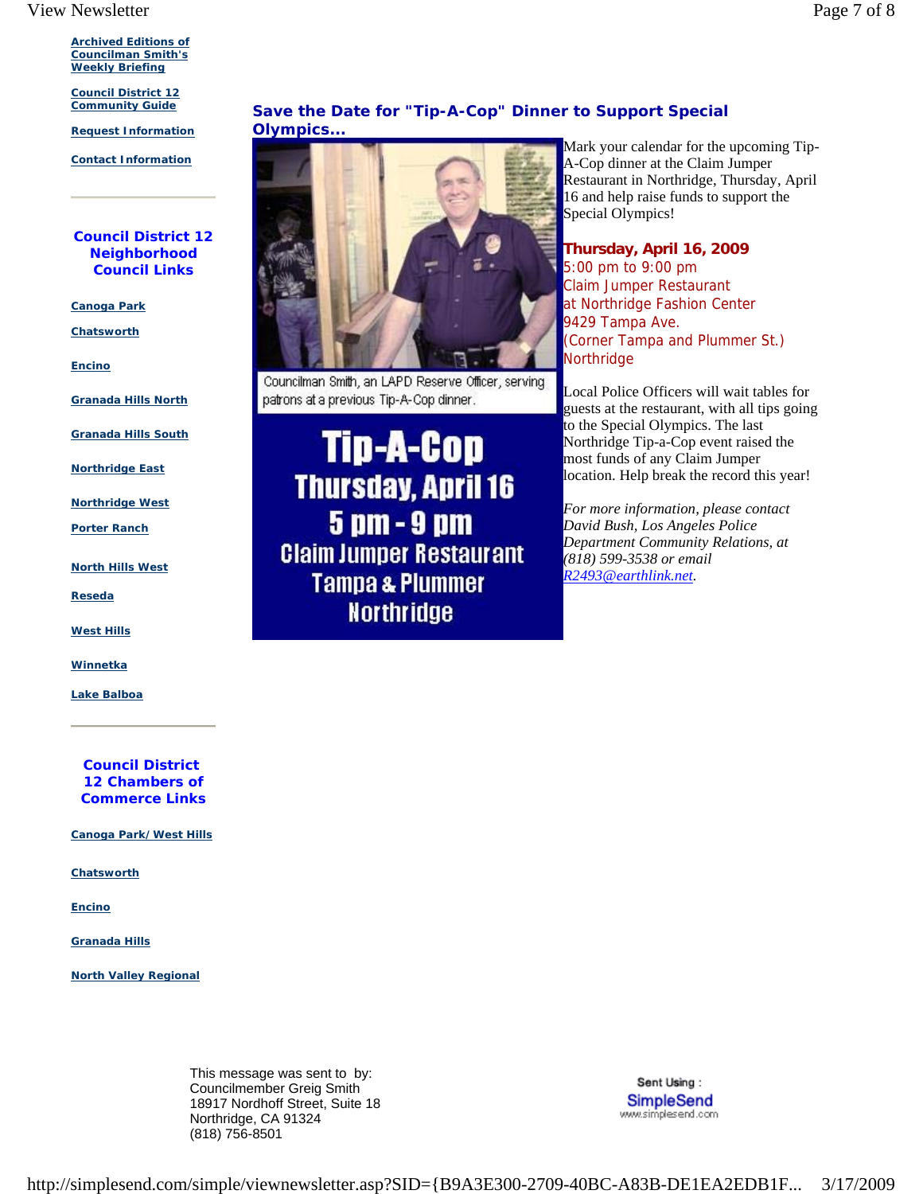[Archived Editions of Councilman Smith's Weekly Briefing]

[Council District 12 Community Guide]

[Request Information]

[Contact Information]

### Council District 12 Neighborhood Council Links

- Canoga Park
- Chatsworth
- Encino
- Granada Hills North
- Granada Hills South
- Northridge East
- Northridge West
- Porter Ranch
- North Hills West
- Reseda
- West Hills
- Winnetka
- Lake Balboa

### Council District 12 Chambers of Commerce Links

- Canoga Park/West Hills
- Chatsworth
- Encino
- Granada Hills
- North Valley Regional

## Save the Date for "Tip-A-Cop" Dinner to Support Special Olympics...

Councilman Smith, an LAPD Reserve Officer, serving patrons at a previous Tip-A-Cop dinner.

**Tip-A-Cop**
**Thursday, April 16**
**5 pm - 9 pm**
**Claim Jumper Restaurant**
**Tampa & Plummer**
**Northridge**

Mark your calendar for the upcoming Tip-A-Cop dinner at the Claim Jumper Restaurant in Northridge, Thursday, April 16 and help raise funds to support the Special Olympics!

**Thursday, April 16, 2009**
5:00 pm to 9:00 pm
Claim Jumper Restaurant
at Northridge Fashion Center
9429 Tampa Ave.
(Corner Tampa and Plummer St.)
Northridge

Local Police Officers will wait tables for guests at the restaurant, with all tips going to the Special Olympics. The last Northridge Tip-a-Cop event raised the most funds of any Claim Jumper location. Help break the record this year!

*For more information, please contact David Bush, Los Angeles Police Department Community Relations, at (818) 599-3538 or email R2493@earthlink.net.*

This message was sent to by:
Councilmember Greig Smith
18917 Nordhoff Street, Suite 18
Northridge, CA 91324
(818) 756-8501

Sent Using : SimpleSend
www.simplesend.com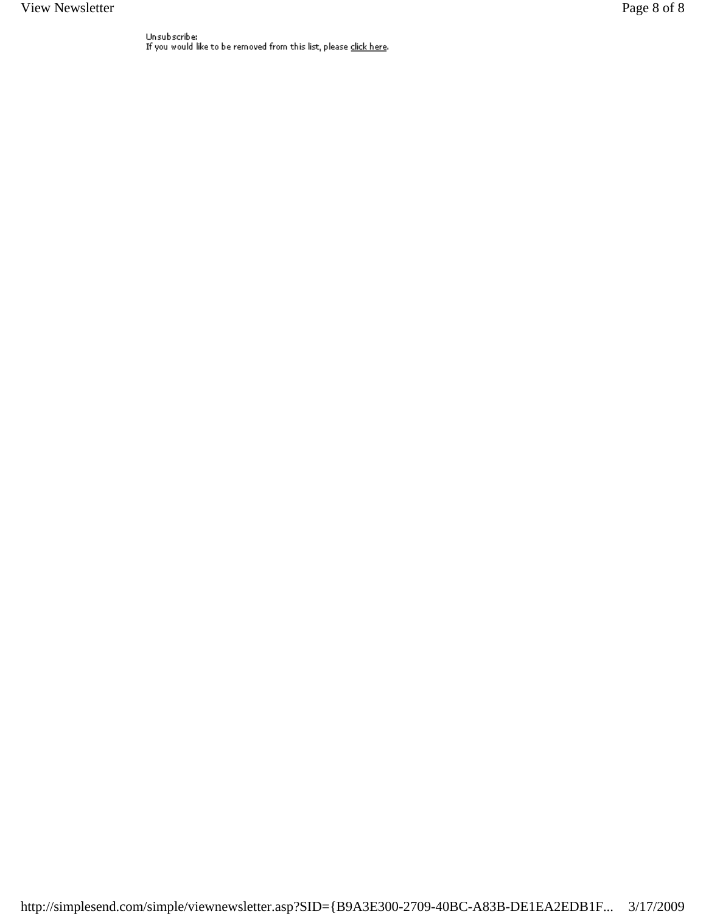Unsubscribe:
If you would like to be removed from this list, please click here.